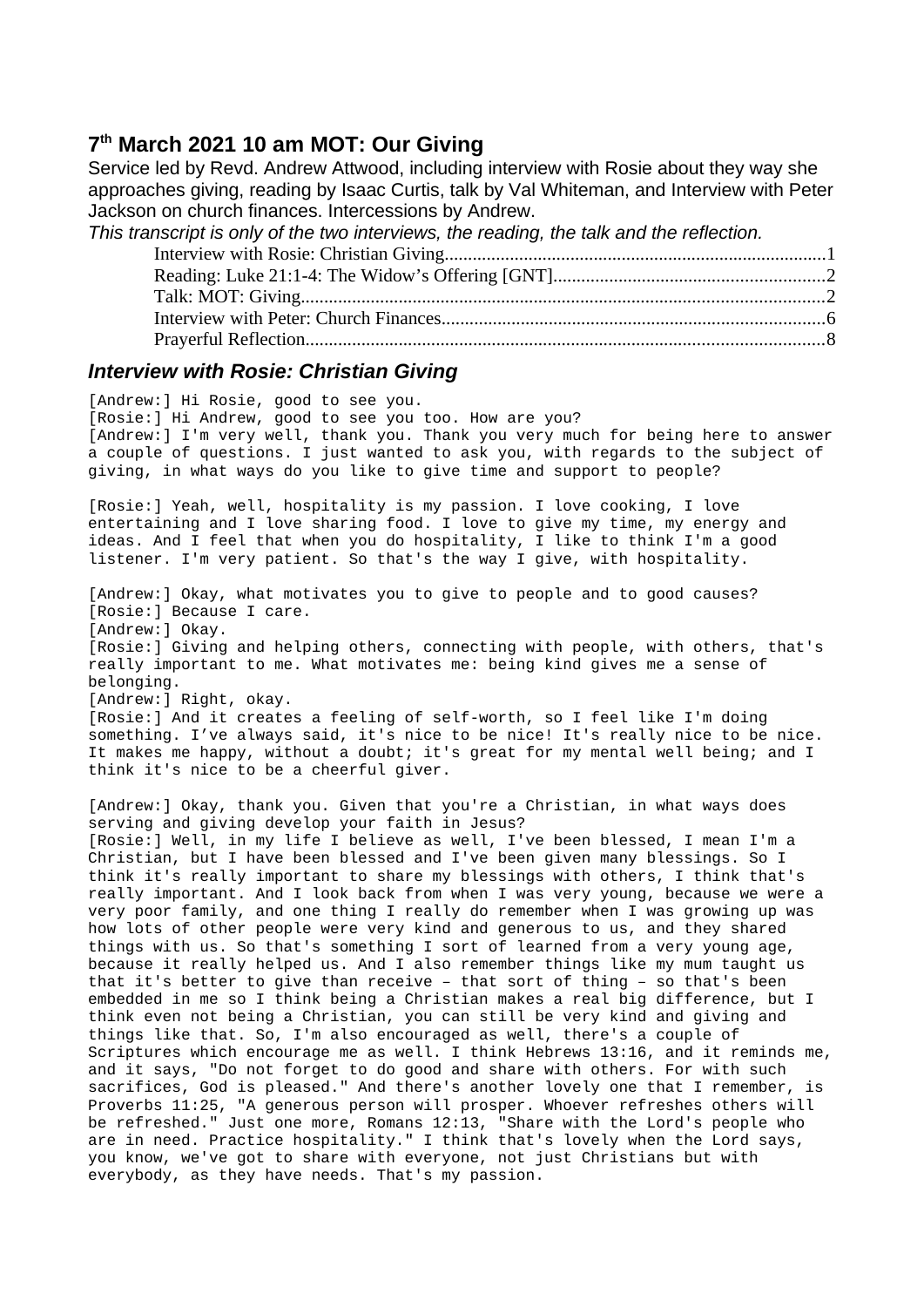## 7th March 2021 10 am MOT: Our Giving

Service led by Revd. Andrew Attwood, including interview with Rosie about they way she approaches giving, reading by Isaac Curtis, talk by Val Whiteman, and Interview with Peter Jackson on church finances. Intercessions by Andrew.

*This transcript is only of the two interviews, the reading, the talk and the reflection.*

- Interview with Rosie: Christian Giving....1
- Reading: Luke 21:1-4: The Widow's Offering [GNT]....2
- Talk: MOT: Giving....2
- Interview with Peter: Church Finances....6
- Prayerful Reflection....8

### *Interview with Rosie: Christian Giving*

[Andrew:] Hi Rosie, good to see you.
[Rosie:] Hi Andrew, good to see you too. How are you?
[Andrew:] I'm very well, thank you. Thank you very much for being here to answer a couple of questions. I just wanted to ask you, with regards to the subject of giving, in what ways do you like to give time and support to people?

[Rosie:] Yeah, well, hospitality is my passion. I love cooking, I love entertaining and I love sharing food. I love to give my time, my energy and ideas. And I feel that when you do hospitality, I like to think I'm a good listener. I'm very patient. So that's the way I give, with hospitality.

[Andrew:] Okay, what motivates you to give to people and to good causes?
[Rosie:] Because I care.
[Andrew:] Okay.
[Rosie:] Giving and helping others, connecting with people, with others, that's really important to me. What motivates me: being kind gives me a sense of belonging.
[Andrew:] Right, okay.
[Rosie:] And it creates a feeling of self-worth, so I feel like I'm doing something. I've always said, it's nice to be nice! It's really nice to be nice. It makes me happy, without a doubt; it's great for my mental well being; and I think it's nice to be a cheerful giver.

[Andrew:] Okay, thank you. Given that you're a Christian, in what ways does serving and giving develop your faith in Jesus?
[Rosie:] Well, in my life I believe as well, I've been blessed, I mean I'm a Christian, but I have been blessed and I've been given many blessings. So I think it's really important to share my blessings with others, I think that's really important. And I look back from when I was very young, because we were a very poor family, and one thing I really do remember when I was growing up was how lots of other people were very kind and generous to us, and they shared things with us. So that's something I sort of learned from a very young age, because it really helped us. And I also remember things like my mum taught us that it's better to give than receive – that sort of thing – so that's been embedded in me so I think being a Christian makes a real big difference, but I think even not being a Christian, you can still be very kind and giving and things like that. So, I'm also encouraged as well, there's a couple of Scriptures which encourage me as well. I think Hebrews 13:16, and it reminds me, and it says, "Do not forget to do good and share with others. For with such sacrifices, God is pleased." And there's another lovely one that I remember, is Proverbs 11:25, "A generous person will prosper. Whoever refreshes others will be refreshed." Just one more, Romans 12:13, "Share with the Lord's people who are in need. Practice hospitality." I think that's lovely when the Lord says, you know, we've got to share with everyone, not just Christians but with everybody, as they have needs. That's my passion.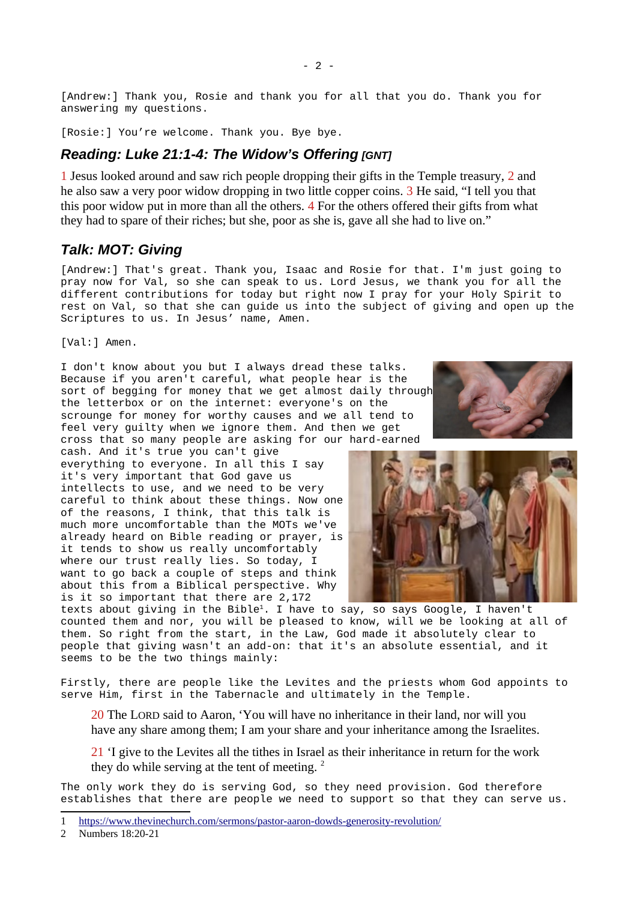[Andrew:] Thank you, Rosie and thank you for all that you do. Thank you for answering my questions.

[Rosie:] You're welcome. Thank you. Bye bye.

## *Reading: Luke 21:1-4: The Widow's Offering [GNT]*

1 Jesus looked around and saw rich people dropping their gifts in the Temple treasury, 2 and he also saw a very poor widow dropping in two little copper coins. 3 He said, "I tell you that this poor widow put in more than all the others. 4 For the others offered their gifts from what they had to spare of their riches; but she, poor as she is, gave all she had to live on."

## *Talk: MOT: Giving*

[Andrew:] That's great. Thank you, Isaac and Rosie for that. I'm just going to pray now for Val, so she can speak to us. Lord Jesus, we thank you for all the different contributions for today but right now I pray for your Holy Spirit to rest on Val, so that she can guide us into the subject of giving and open up the Scriptures to us. In Jesus' name, Amen.

[Val:] Amen.

I don't know about you but I always dread these talks. Because if you aren't careful, what people hear is the sort of begging for money that we get almost daily through the letterbox or on the internet: everyone's on the scrounge for money for worthy causes and we all tend to feel very guilty when we ignore them. And then we get cross that so many people are asking for our hard-earned cash. And it's true you can't give everything to everyone. In all this I say it's very important that God gave us intellects to use, and we need to be very careful to think about these things. Now one of the reasons, I think, that this talk is much more uncomfortable than the MOTs we've already heard on Bible reading or prayer, is it tends to show us really uncomfortably where our trust really lies. So today, I want to go back a couple of steps and think about this from a Biblical perspective. Why is it so important that there are 2,172 texts about giving in the Bible[1]. I have to say, so says Google, I haven't counted them and nor, you will be pleased to know, will we be looking at all of them. So right from the start, in the Law, God made it absolutely clear to people that giving wasn't an add-on: that it's an absolute essential, and it seems to be the two things mainly:

Firstly, there are people like the Levites and the priests whom God appoints to serve Him, first in the Tabernacle and ultimately in the Temple.

> 20 The LORD said to Aaron, 'You will have no inheritance in their land, nor will you have any share among them; I am your share and your inheritance among the Israelites.
>
> 21 'I give to the Levites all the tithes in Israel as their inheritance in return for the work they do while serving at the tent of meeting. [2]

The only work they do is serving God, so they need provision. God therefore establishes that there are people we need to support so that they can serve us.

---

1 https://www.thevinechurch.com/sermons/pastor-aaron-dowds-generosity-revolution/

2 Numbers 18:20-21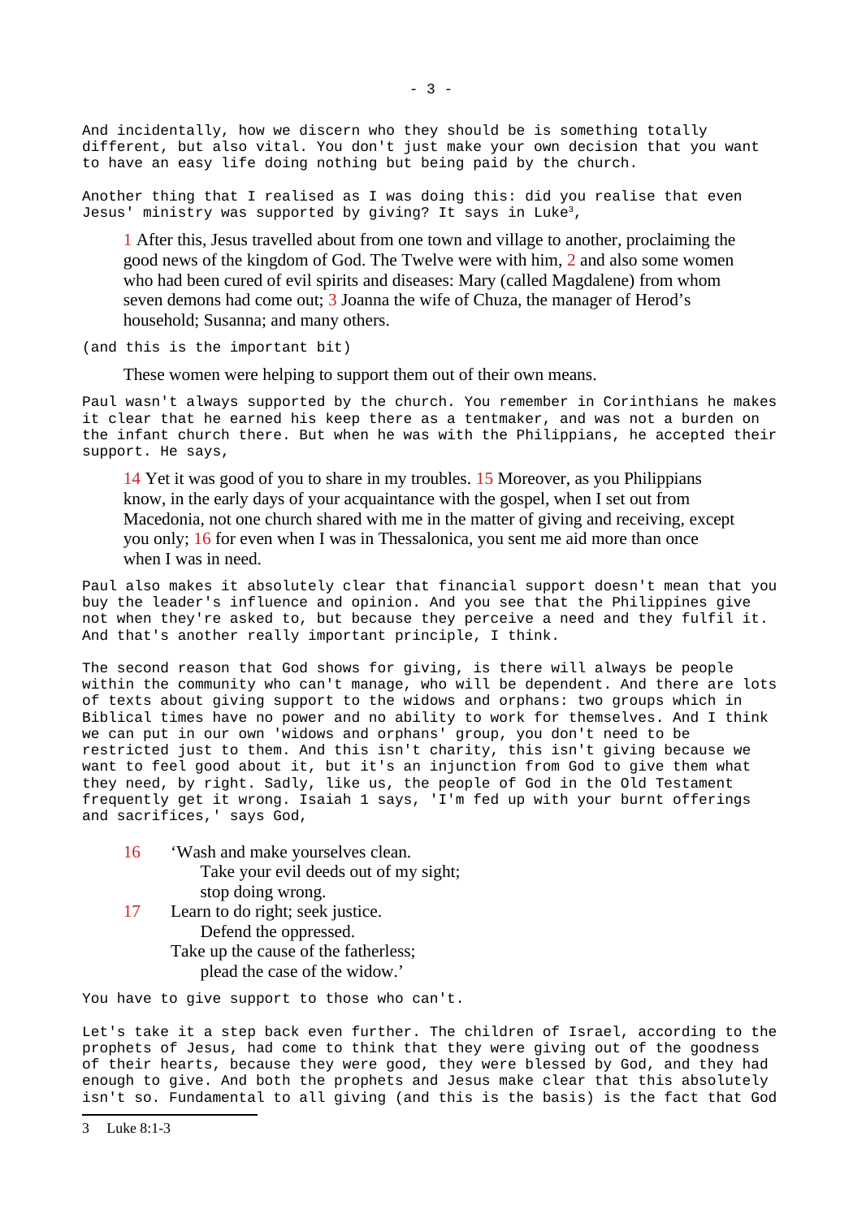And incidentally, how we discern who they should be is something totally different, but also vital. You don't just make your own decision that you want to have an easy life doing nothing but being paid by the church.

Another thing that I realised as I was doing this: did you realise that even Jesus' ministry was supported by giving? It says in Luke[3],

> 1 After this, Jesus travelled about from one town and village to another, proclaiming the good news of the kingdom of God. The Twelve were with him, 2 and also some women who had been cured of evil spirits and diseases: Mary (called Magdalene) from whom seven demons had come out; 3 Joanna the wife of Chuza, the manager of Herod's household; Susanna; and many others.

(and this is the important bit)

> These women were helping to support them out of their own means.

Paul wasn't always supported by the church. You remember in Corinthians he makes it clear that he earned his keep there as a tentmaker, and was not a burden on the infant church there. But when he was with the Philippians, he accepted their support. He says,

> 14 Yet it was good of you to share in my troubles. 15 Moreover, as you Philippians know, in the early days of your acquaintance with the gospel, when I set out from Macedonia, not one church shared with me in the matter of giving and receiving, except you only; 16 for even when I was in Thessalonica, you sent me aid more than once when I was in need.

Paul also makes it absolutely clear that financial support doesn't mean that you buy the leader's influence and opinion. And you see that the Philippines give not when they're asked to, but because they perceive a need and they fulfil it. And that's another really important principle, I think.

The second reason that God shows for giving, is there will always be people within the community who can't manage, who will be dependent. And there are lots of texts about giving support to the widows and orphans: two groups which in Biblical times have no power and no ability to work for themselves. And I think we can put in our own 'widows and orphans' group, you don't need to be restricted just to them. And this isn't charity, this isn't giving because we want to feel good about it, but it's an injunction from God to give them what they need, by right. Sadly, like us, the people of God in the Old Testament frequently get it wrong. Isaiah 1 says, 'I'm fed up with your burnt offerings and sacrifices,' says God,

> 16 'Wash and make yourselves clean.
> Take your evil deeds out of my sight;
> stop doing wrong.
> 17 Learn to do right; seek justice.
> Defend the oppressed.
> Take up the cause of the fatherless;
> plead the case of the widow.'

You have to give support to those who can't.

Let's take it a step back even further. The children of Israel, according to the prophets of Jesus, had come to think that they were giving out of the goodness of their hearts, because they were good, they were blessed by God, and they had enough to give. And both the prophets and Jesus make clear that this absolutely isn't so. Fundamental to all giving (and this is the basis) is the fact that God

---

3 Luke 8:1-3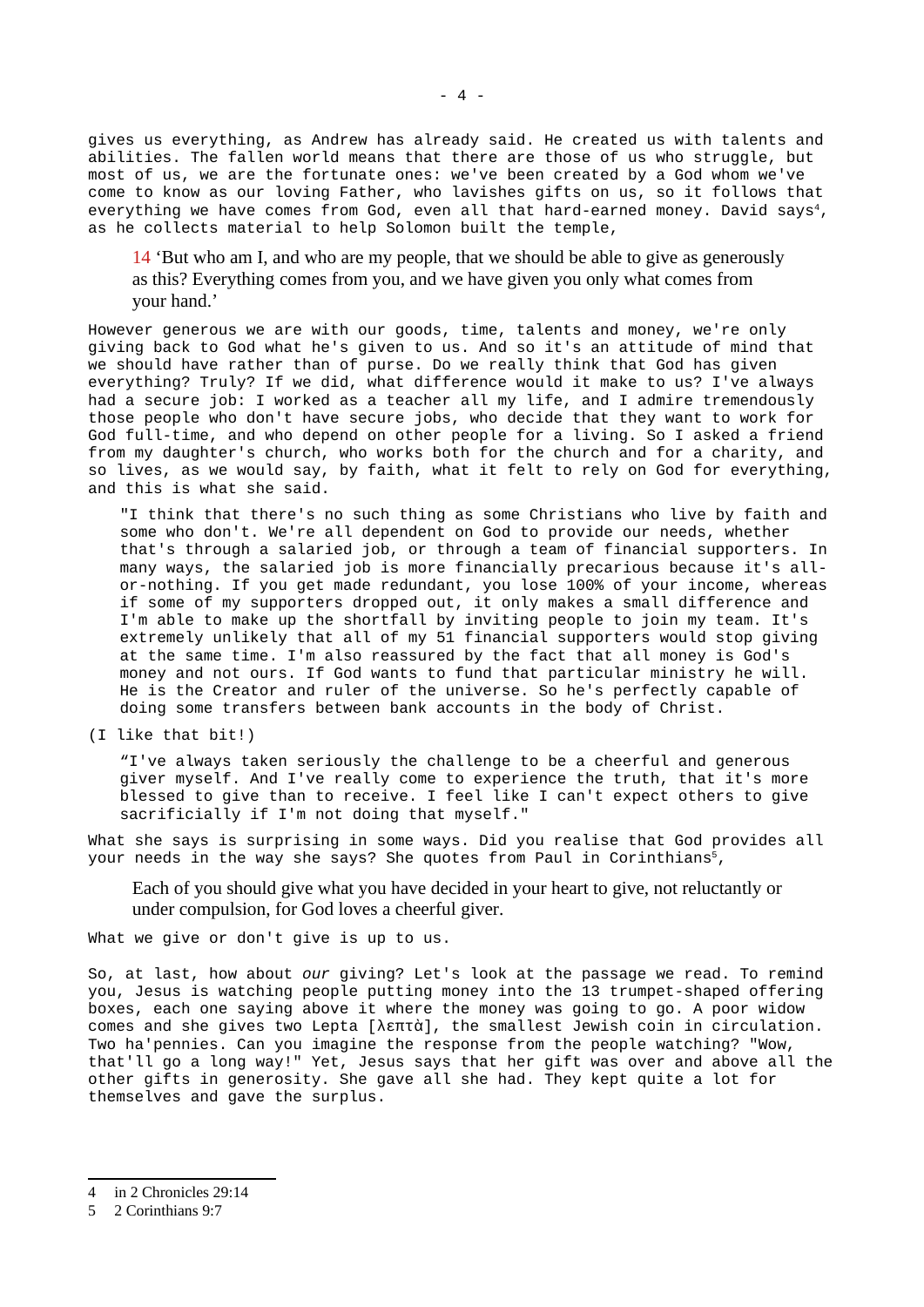gives us everything, as Andrew has already said. He created us with talents and abilities. The fallen world means that there are those of us who struggle, but most of us, we are the fortunate ones: we've been created by a God whom we've come to know as our loving Father, who lavishes gifts on us, so it follows that everything we have comes from God, even all that hard-earned money. David says[4], as he collects material to help Solomon built the temple,

> 14 'But who am I, and who are my people, that we should be able to give as generously as this? Everything comes from you, and we have given you only what comes from your hand.'

However generous we are with our goods, time, talents and money, we're only giving back to God what he's given to us. And so it's an attitude of mind that we should have rather than of purse. Do we really think that God has given everything? Truly? If we did, what difference would it make to us? I've always had a secure job: I worked as a teacher all my life, and I admire tremendously those people who don't have secure jobs, who decide that they want to work for God full-time, and who depend on other people for a living. So I asked a friend from my daughter's church, who works both for the church and for a charity, and so lives, as we would say, by faith, what it felt to rely on God for everything, and this is what she said.

> "I think that there's no such thing as some Christians who live by faith and some who don't. We're all dependent on God to provide our needs, whether that's through a salaried job, or through a team of financial supporters. In many ways, the salaried job is more financially precarious because it's all-or-nothing. If you get made redundant, you lose 100% of your income, whereas if some of my supporters dropped out, it only makes a small difference and I'm able to make up the shortfall by inviting people to join my team. It's extremely unlikely that all of my 51 financial supporters would stop giving at the same time. I'm also reassured by the fact that all money is God's money and not ours. If God wants to fund that particular ministry he will. He is the Creator and ruler of the universe. So he's perfectly capable of doing some transfers between bank accounts in the body of Christ.

(I like that bit!)

> "I've always taken seriously the challenge to be a cheerful and generous giver myself. And I've really come to experience the truth, that it's more blessed to give than to receive. I feel like I can't expect others to give sacrificially if I'm not doing that myself."

What she says is surprising in some ways. Did you realise that God provides all your needs in the way she says? She quotes from Paul in Corinthians[5],

> Each of you should give what you have decided in your heart to give, not reluctantly or under compulsion, for God loves a cheerful giver.

What we give or don't give is up to us.

So, at last, how about *our* giving? Let's look at the passage we read. To remind you, Jesus is watching people putting money into the 13 trumpet-shaped offering boxes, each one saying above it where the money was going to go. A poor widow comes and she gives two Lepta [λεπτὰ], the smallest Jewish coin in circulation. Two ha'pennies. Can you imagine the response from the people watching? "Wow, that'll go a long way!" Yet, Jesus says that her gift was over and above all the other gifts in generosity. She gave all she had. They kept quite a lot for themselves and gave the surplus.

---

4 in 2 Chronicles 29:14

5 2 Corinthians 9:7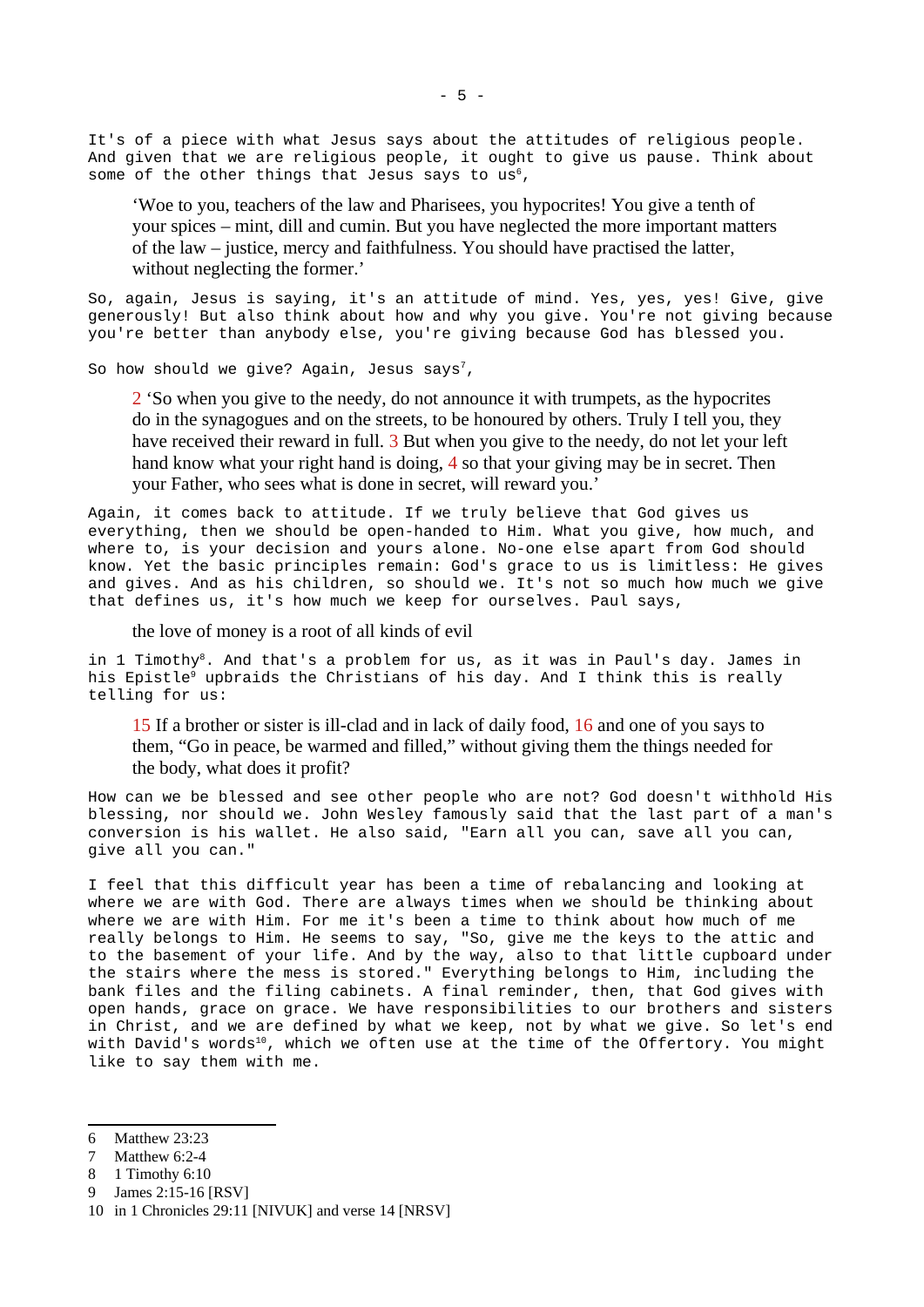It's of a piece with what Jesus says about the attitudes of religious people. And given that we are religious people, it ought to give us pause. Think about some of the other things that Jesus says to us[6],

> 'Woe to you, teachers of the law and Pharisees, you hypocrites! You give a tenth of your spices – mint, dill and cumin. But you have neglected the more important matters of the law – justice, mercy and faithfulness. You should have practised the latter, without neglecting the former.'

So, again, Jesus is saying, it's an attitude of mind. Yes, yes, yes! Give, give generously! But also think about how and why you give. You're not giving because you're better than anybody else, you're giving because God has blessed you.

So how should we give? Again, Jesus says[7],

> 2 'So when you give to the needy, do not announce it with trumpets, as the hypocrites do in the synagogues and on the streets, to be honoured by others. Truly I tell you, they have received their reward in full. 3 But when you give to the needy, do not let your left hand know what your right hand is doing, 4 so that your giving may be in secret. Then your Father, who sees what is done in secret, will reward you.'

Again, it comes back to attitude. If we truly believe that God gives us everything, then we should be open-handed to Him. What you give, how much, and where to, is your decision and yours alone. No-one else apart from God should know. Yet the basic principles remain: God's grace to us is limitless: He gives and gives. And as his children, so should we. It's not so much how much we give that defines us, it's how much we keep for ourselves. Paul says,

> the love of money is a root of all kinds of evil

in 1 Timothy[8]. And that's a problem for us, as it was in Paul's day. James in his Epistle[9] upbraids the Christians of his day. And I think this is really telling for us:

> 15 If a brother or sister is ill-clad and in lack of daily food, 16 and one of you says to them, "Go in peace, be warmed and filled," without giving them the things needed for the body, what does it profit?

How can we be blessed and see other people who are not? God doesn't withhold His blessing, nor should we. John Wesley famously said that the last part of a man's conversion is his wallet. He also said, "Earn all you can, save all you can, give all you can."

I feel that this difficult year has been a time of rebalancing and looking at where we are with God. There are always times when we should be thinking about where we are with Him. For me it's been a time to think about how much of me really belongs to Him. He seems to say, "So, give me the keys to the attic and to the basement of your life. And by the way, also to that little cupboard under the stairs where the mess is stored." Everything belongs to Him, including the bank files and the filing cabinets. A final reminder, then, that God gives with open hands, grace on grace. We have responsibilities to our brothers and sisters in Christ, and we are defined by what we keep, not by what we give. So let's end with David's words[10], which we often use at the time of the Offertory. You might like to say them with me.

---

6 Matthew 23:23

7 Matthew 6:2-4

8 1 Timothy 6:10

9 James 2:15-16 [RSV]

10 in 1 Chronicles 29:11 [NIVUK] and verse 14 [NRSV]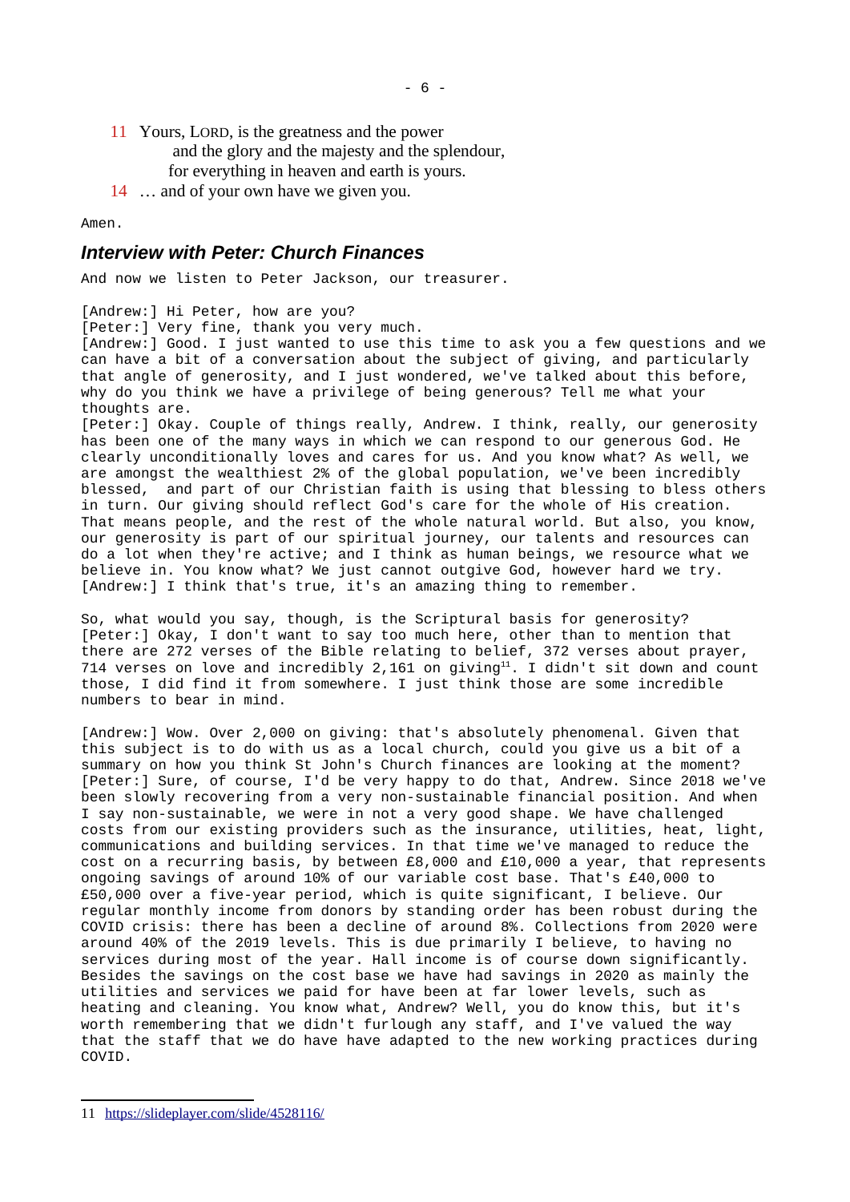11 Yours, LORD, is the greatness and the power
and the glory and the majesty and the splendour,
for everything in heaven and earth is yours.

14 … and of your own have we given you.

Amen.

## Interview with Peter: Church Finances

And now we listen to Peter Jackson, our treasurer.

[Andrew:] Hi Peter, how are you?
[Peter:] Very fine, thank you very much.
[Andrew:] Good. I just wanted to use this time to ask you a few questions and we can have a bit of a conversation about the subject of giving, and particularly that angle of generosity, and I just wondered, we've talked about this before, why do you think we have a privilege of being generous? Tell me what your thoughts are.
[Peter:] Okay. Couple of things really, Andrew. I think, really, our generosity has been one of the many ways in which we can respond to our generous God. He clearly unconditionally loves and cares for us. And you know what? As well, we are amongst the wealthiest 2% of the global population, we've been incredibly blessed, and part of our Christian faith is using that blessing to bless others in turn. Our giving should reflect God's care for the whole of His creation. That means people, and the rest of the whole natural world. But also, you know, our generosity is part of our spiritual journey, our talents and resources can do a lot when they're active; and I think as human beings, we resource what we believe in. You know what? We just cannot outgive God, however hard we try.
[Andrew:] I think that's true, it's an amazing thing to remember.

So, what would you say, though, is the Scriptural basis for generosity?
[Peter:] Okay, I don't want to say too much here, other than to mention that there are 272 verses of the Bible relating to belief, 372 verses about prayer, 714 verses on love and incredibly 2,161 on giving[11]. I didn't sit down and count those, I did find it from somewhere. I just think those are some incredible numbers to bear in mind.

[Andrew:] Wow. Over 2,000 on giving: that's absolutely phenomenal. Given that this subject is to do with us as a local church, could you give us a bit of a summary on how you think St John's Church finances are looking at the moment?
[Peter:] Sure, of course, I'd be very happy to do that, Andrew. Since 2018 we've been slowly recovering from a very non-sustainable financial position. And when I say non-sustainable, we were in not a very good shape. We have challenged costs from our existing providers such as the insurance, utilities, heat, light, communications and building services. In that time we've managed to reduce the cost on a recurring basis, by between £8,000 and £10,000 a year, that represents ongoing savings of around 10% of our variable cost base. That's £40,000 to £50,000 over a five-year period, which is quite significant, I believe. Our regular monthly income from donors by standing order has been robust during the COVID crisis: there has been a decline of around 8%. Collections from 2020 were around 40% of the 2019 levels. This is due primarily I believe, to having no services during most of the year. Hall income is of course down significantly. Besides the savings on the cost base we have had savings in 2020 as mainly the utilities and services we paid for have been at far lower levels, such as heating and cleaning. You know what, Andrew? Well, you do know this, but it's worth remembering that we didn't furlough any staff, and I've valued the way that the staff that we do have have adapted to the new working practices during COVID.

11 https://slideplayer.com/slide/4528116/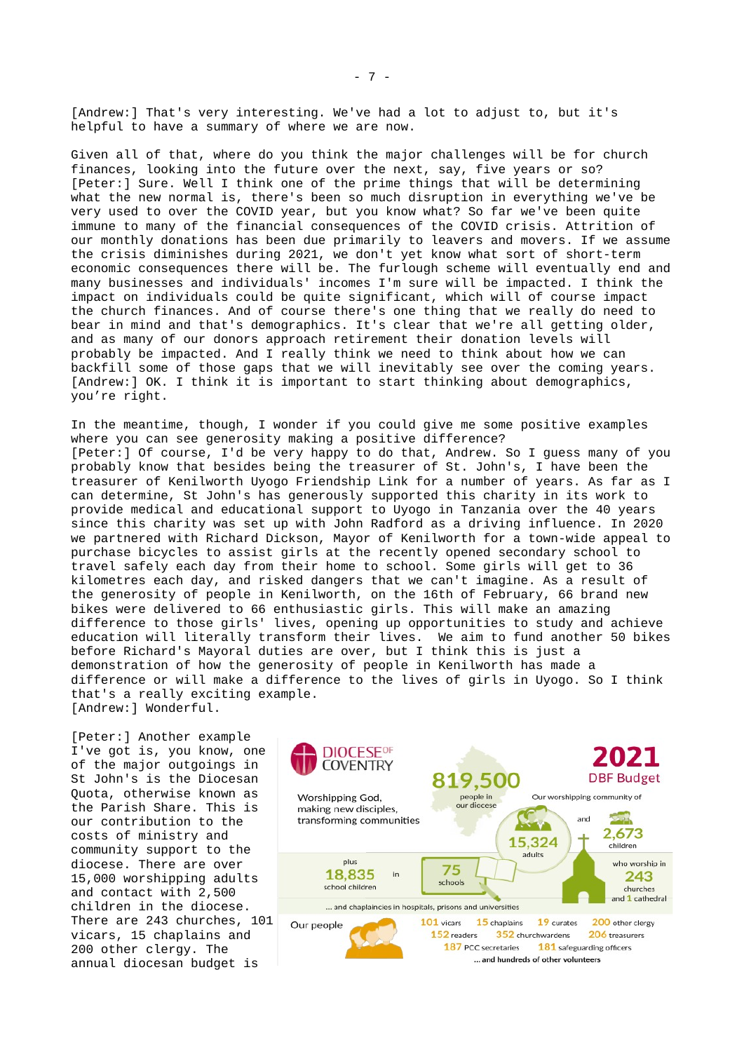[Andrew:] That's very interesting. We've had a lot to adjust to, but it's helpful to have a summary of where we are now.

Given all of that, where do you think the major challenges will be for church finances, looking into the future over the next, say, five years or so?
[Peter:] Sure. Well I think one of the prime things that will be determining what the new normal is, there's been so much disruption in everything we've be very used to over the COVID year, but you know what? So far we've been quite immune to many of the financial consequences of the COVID crisis. Attrition of our monthly donations has been due primarily to leavers and movers. If we assume the crisis diminishes during 2021, we don't yet know what sort of short-term economic consequences there will be. The furlough scheme will eventually end and many businesses and individuals' incomes I'm sure will be impacted. I think the impact on individuals could be quite significant, which will of course impact the church finances. And of course there's one thing that we really do need to bear in mind and that's demographics. It's clear that we're all getting older, and as many of our donors approach retirement their donation levels will probably be impacted. And I really think we need to think about how we can backfill some of those gaps that we will inevitably see over the coming years.
[Andrew:] OK. I think it is important to start thinking about demographics, you're right.

In the meantime, though, I wonder if you could give me some positive examples where you can see generosity making a positive difference?
[Peter:] Of course, I'd be very happy to do that, Andrew. So I guess many of you probably know that besides being the treasurer of St. John's, I have been the treasurer of Kenilworth Uyogo Friendship Link for a number of years. As far as I can determine, St John's has generously supported this charity in its work to provide medical and educational support to Uyogo in Tanzania over the 40 years since this charity was set up with John Radford as a driving influence. In 2020 we partnered with Richard Dickson, Mayor of Kenilworth for a town-wide appeal to purchase bicycles to assist girls at the recently opened secondary school to travel safely each day from their home to school. Some girls will get to 36 kilometres each day, and risked dangers that we can't imagine. As a result of the generosity of people in Kenilworth, on the 16th of February, 66 brand new bikes were delivered to 66 enthusiastic girls. This will make an amazing difference to those girls' lives, opening up opportunities to study and achieve education will literally transform their lives. We aim to fund another 50 bikes before Richard's Mayoral duties are over, but I think this is just a demonstration of how the generosity of people in Kenilworth has made a difference or will make a difference to the lives of girls in Uyogo. So I think that's a really exciting example.
[Andrew:] Wonderful.

[Peter:] Another example I've got is, you know, one of the major outgoings in St John's is the Diocesan Quota, otherwise known as the Parish Share. This is our contribution to the costs of ministry and community support to the diocese. There are over 15,000 worshipping adults and contact with 2,500 children in the diocese. There are 243 churches, 101 vicars, 15 chaplains and 200 other clergy. The annual diocesan budget is

DIOCESE OF COVENTRY

2021 DBF Budget

Worshipping God, making new disciples, transforming communities

819,500 people in our diocese

Our worshipping community of 15,324 adults and 2,673 children who worship in 243 churches and 1 cathedral

plus 18,835 school children in 75 schools

... and chaplaincies in hospitals, prisons and universities

Our people: 101 vicars, 15 chaplains, 19 curates, 200 other clergy, 152 readers, 352 churchwardens, 206 treasurers, 187 PCC secretaries, 181 safeguarding officers

... and hundreds of other volunteers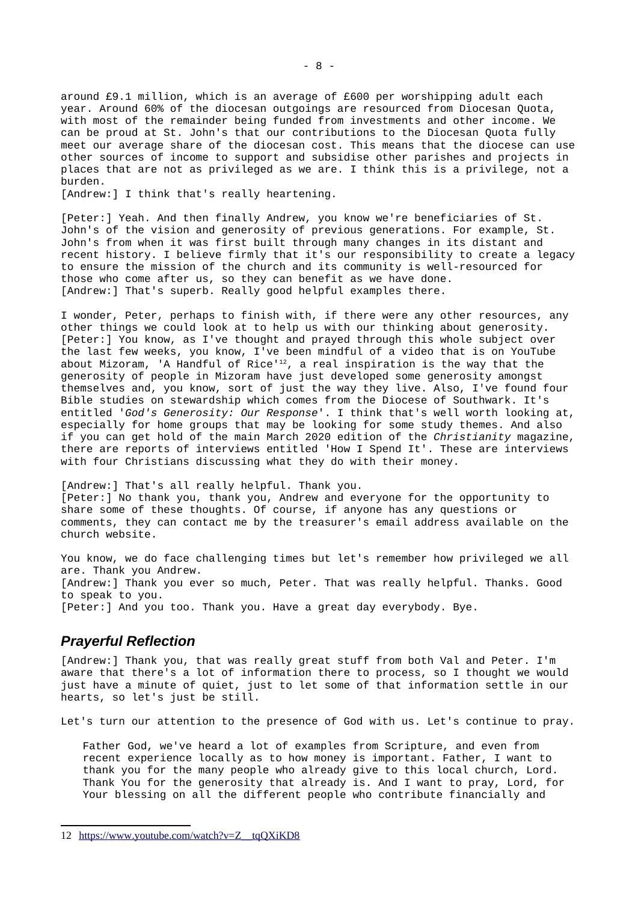around £9.1 million, which is an average of £600 per worshipping adult each year. Around 60% of the diocesan outgoings are resourced from Diocesan Quota, with most of the remainder being funded from investments and other income. We can be proud at St. John's that our contributions to the Diocesan Quota fully meet our average share of the diocesan cost. This means that the diocese can use other sources of income to support and subsidise other parishes and projects in places that are not as privileged as we are. I think this is a privilege, not a burden.
[Andrew:] I think that's really heartening.

[Peter:] Yeah. And then finally Andrew, you know we're beneficiaries of St. John's of the vision and generosity of previous generations. For example, St. John's from when it was first built through many changes in its distant and recent history. I believe firmly that it's our responsibility to create a legacy to ensure the mission of the church and its community is well-resourced for those who come after us, so they can benefit as we have done.
[Andrew:] That's superb. Really good helpful examples there.

I wonder, Peter, perhaps to finish with, if there were any other resources, any other things we could look at to help us with our thinking about generosity.
[Peter:] You know, as I've thought and prayed through this whole subject over the last few weeks, you know, I've been mindful of a video that is on YouTube about Mizoram, 'A Handful of Rice'[12], a real inspiration is the way that the generosity of people in Mizoram have just developed some generosity amongst themselves and, you know, sort of just the way they live. Also, I've found four Bible studies on stewardship which comes from the Diocese of Southwark. It's entitled '*God's Generosity: Our Response*'. I think that's well worth looking at, especially for home groups that may be looking for some study themes. And also if you can get hold of the main March 2020 edition of the *Christianity* magazine, there are reports of interviews entitled 'How I Spend It'. These are interviews with four Christians discussing what they do with their money.

[Andrew:] That's all really helpful. Thank you.
[Peter:] No thank you, thank you, Andrew and everyone for the opportunity to share some of these thoughts. Of course, if anyone has any questions or comments, they can contact me by the treasurer's email address available on the church website.

You know, we do face challenging times but let's remember how privileged we all are. Thank you Andrew.
[Andrew:] Thank you ever so much, Peter. That was really helpful. Thanks. Good to speak to you.
[Peter:] And you too. Thank you. Have a great day everybody. Bye.

## *Prayerful Reflection*

[Andrew:] Thank you, that was really great stuff from both Val and Peter. I'm aware that there's a lot of information there to process, so I thought we would just have a minute of quiet, just to let some of that information settle in our hearts, so let's just be still.

Let's turn our attention to the presence of God with us. Let's continue to pray.

> Father God, we've heard a lot of examples from Scripture, and even from recent experience locally as to how money is important. Father, I want to thank you for the many people who already give to this local church, Lord. Thank You for the generosity that already is. And I want to pray, Lord, for Your blessing on all the different people who contribute financially and

12 https://www.youtube.com/watch?v=Z__tqQXiKD8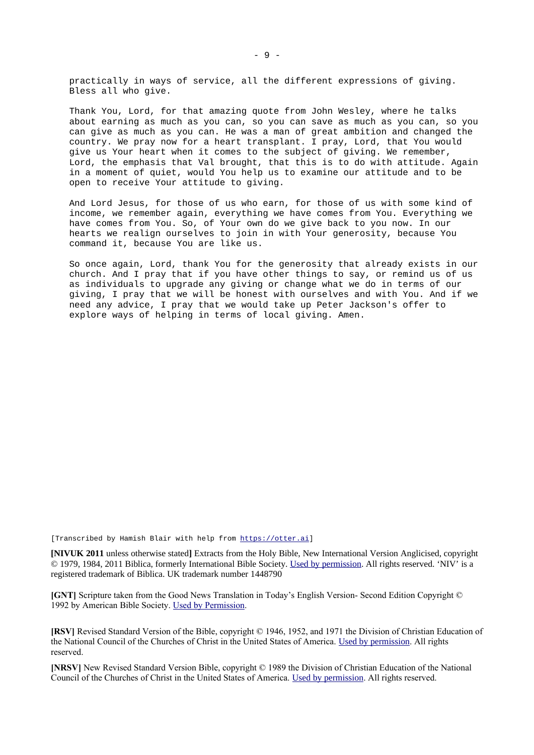practically in ways of service, all the different expressions of giving. Bless all who give.

Thank You, Lord, for that amazing quote from John Wesley, where he talks about earning as much as you can, so you can save as much as you can, so you can give as much as you can. He was a man of great ambition and changed the country. We pray now for a heart transplant. I pray, Lord, that You would give us Your heart when it comes to the subject of giving. We remember, Lord, the emphasis that Val brought, that this is to do with attitude. Again in a moment of quiet, would You help us to examine our attitude and to be open to receive Your attitude to giving.

And Lord Jesus, for those of us who earn, for those of us with some kind of income, we remember again, everything we have comes from You. Everything we have comes from You. So, of Your own do we give back to you now. In our hearts we realign ourselves to join in with Your generosity, because You command it, because You are like us.

So once again, Lord, thank You for the generosity that already exists in our church. And I pray that if you have other things to say, or remind us of us as individuals to upgrade any giving or change what we do in terms of our giving, I pray that we will be honest with ourselves and with You. And if we need any advice, I pray that we would take up Peter Jackson's offer to explore ways of helping in terms of local giving. Amen.

[Transcribed by Hamish Blair with help from https://otter.ai]

**[NIVUK 2011** unless otherwise stated**]** Extracts from the Holy Bible, New International Version Anglicised, copyright © 1979, 1984, 2011 Biblica, formerly International Bible Society. Used by permission. All rights reserved. 'NIV' is a registered trademark of Biblica. UK trademark number 1448790

**[GNT]** Scripture taken from the Good News Translation in Today's English Version- Second Edition Copyright © 1992 by American Bible Society. Used by Permission.

**[RSV]** Revised Standard Version of the Bible, copyright © 1946, 1952, and 1971 the Division of Christian Education of the National Council of the Churches of Christ in the United States of America. Used by permission. All rights reserved.

**[NRSV]** New Revised Standard Version Bible, copyright © 1989 the Division of Christian Education of the National Council of the Churches of Christ in the United States of America. Used by permission. All rights reserved.